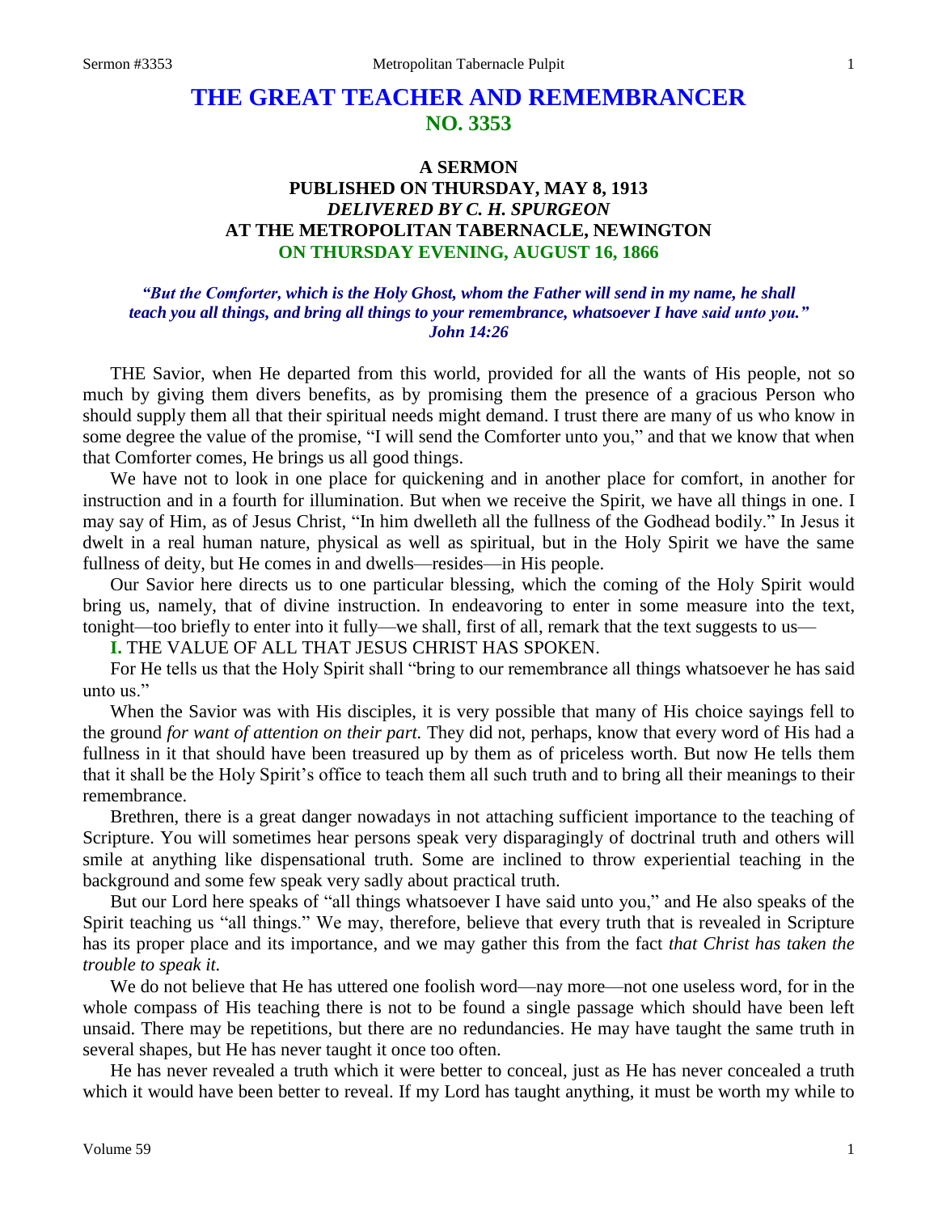# THE GREAT TEACHER AND REMEMBRANCER
## NO. 3353

### A SERMON
### PUBLISHED ON THURSDAY, MAY 8, 1913
### *DELIVERED BY C. H. SPURGEON*
### AT THE METROPOLITAN TABERNACLE, NEWINGTON
### ON THURSDAY EVENING, AUGUST 16, 1866

***"But the Comforter, which is the Holy Ghost, whom the Father will send in my name, he shall teach you all things, and bring all things to your remembrance, whatsoever I have said unto you." John 14:26***

THE Savior, when He departed from this world, provided for all the wants of His people, not so much by giving them divers benefits, as by promising them the presence of a gracious Person who should supply them all that their spiritual needs might demand. I trust there are many of us who know in some degree the value of the promise, "I will send the Comforter unto you," and that we know that when that Comforter comes, He brings us all good things.

We have not to look in one place for quickening and in another place for comfort, in another for instruction and in a fourth for illumination. But when we receive the Spirit, we have all things in one. I may say of Him, as of Jesus Christ, "In him dwelleth all the fullness of the Godhead bodily." In Jesus it dwelt in a real human nature, physical as well as spiritual, but in the Holy Spirit we have the same fullness of deity, but He comes in and dwells—resides—in His people.

Our Savior here directs us to one particular blessing, which the coming of the Holy Spirit would bring us, namely, that of divine instruction. In endeavoring to enter in some measure into the text, tonight—too briefly to enter into it fully—we shall, first of all, remark that the text suggests to us—

**I.** THE VALUE OF ALL THAT JESUS CHRIST HAS SPOKEN.

For He tells us that the Holy Spirit shall "bring to our remembrance all things whatsoever he has said unto us."

When the Savior was with His disciples, it is very possible that many of His choice sayings fell to the ground *for want of attention on their part.* They did not, perhaps, know that every word of His had a fullness in it that should have been treasured up by them as of priceless worth. But now He tells them that it shall be the Holy Spirit's office to teach them all such truth and to bring all their meanings to their remembrance.

Brethren, there is a great danger nowadays in not attaching sufficient importance to the teaching of Scripture. You will sometimes hear persons speak very disparagingly of doctrinal truth and others will smile at anything like dispensational truth. Some are inclined to throw experiential teaching in the background and some few speak very sadly about practical truth.

But our Lord here speaks of "all things whatsoever I have said unto you," and He also speaks of the Spirit teaching us "all things." We may, therefore, believe that every truth that is revealed in Scripture has its proper place and its importance, and we may gather this from the fact *that Christ has taken the trouble to speak it.*

We do not believe that He has uttered one foolish word—nay more—not one useless word, for in the whole compass of His teaching there is not to be found a single passage which should have been left unsaid. There may be repetitions, but there are no redundancies. He may have taught the same truth in several shapes, but He has never taught it once too often.

He has never revealed a truth which it were better to conceal, just as He has never concealed a truth which it would have been better to reveal. If my Lord has taught anything, it must be worth my while to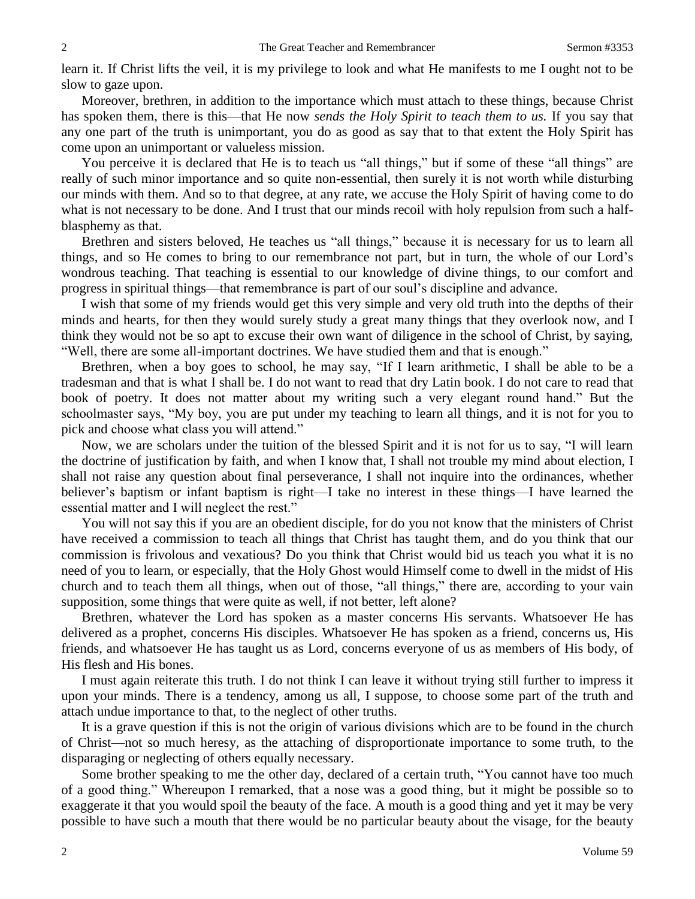learn it. If Christ lifts the veil, it is my privilege to look and what He manifests to me I ought not to be slow to gaze upon.

Moreover, brethren, in addition to the importance which must attach to these things, because Christ has spoken them, there is this—that He now *sends the Holy Spirit to teach them to us.* If you say that any one part of the truth is unimportant, you do as good as say that to that extent the Holy Spirit has come upon an unimportant or valueless mission.

You perceive it is declared that He is to teach us "all things," but if some of these "all things" are really of such minor importance and so quite non-essential, then surely it is not worth while disturbing our minds with them. And so to that degree, at any rate, we accuse the Holy Spirit of having come to do what is not necessary to be done. And I trust that our minds recoil with holy repulsion from such a half-blasphemy as that.

Brethren and sisters beloved, He teaches us "all things," because it is necessary for us to learn all things, and so He comes to bring to our remembrance not part, but in turn, the whole of our Lord's wondrous teaching. That teaching is essential to our knowledge of divine things, to our comfort and progress in spiritual things—that remembrance is part of our soul's discipline and advance.

I wish that some of my friends would get this very simple and very old truth into the depths of their minds and hearts, for then they would surely study a great many things that they overlook now, and I think they would not be so apt to excuse their own want of diligence in the school of Christ, by saying, "Well, there are some all-important doctrines. We have studied them and that is enough."

Brethren, when a boy goes to school, he may say, "If I learn arithmetic, I shall be able to be a tradesman and that is what I shall be. I do not want to read that dry Latin book. I do not care to read that book of poetry. It does not matter about my writing such a very elegant round hand." But the schoolmaster says, "My boy, you are put under my teaching to learn all things, and it is not for you to pick and choose what class you will attend."

Now, we are scholars under the tuition of the blessed Spirit and it is not for us to say, "I will learn the doctrine of justification by faith, and when I know that, I shall not trouble my mind about election, I shall not raise any question about final perseverance, I shall not inquire into the ordinances, whether believer's baptism or infant baptism is right—I take no interest in these things—I have learned the essential matter and I will neglect the rest."

You will not say this if you are an obedient disciple, for do you not know that the ministers of Christ have received a commission to teach all things that Christ has taught them, and do you think that our commission is frivolous and vexatious? Do you think that Christ would bid us teach you what it is no need of you to learn, or especially, that the Holy Ghost would Himself come to dwell in the midst of His church and to teach them all things, when out of those, "all things," there are, according to your vain supposition, some things that were quite as well, if not better, left alone?

Brethren, whatever the Lord has spoken as a master concerns His servants. Whatsoever He has delivered as a prophet, concerns His disciples. Whatsoever He has spoken as a friend, concerns us, His friends, and whatsoever He has taught us as Lord, concerns everyone of us as members of His body, of His flesh and His bones.

I must again reiterate this truth. I do not think I can leave it without trying still further to impress it upon your minds. There is a tendency, among us all, I suppose, to choose some part of the truth and attach undue importance to that, to the neglect of other truths.

It is a grave question if this is not the origin of various divisions which are to be found in the church of Christ—not so much heresy, as the attaching of disproportionate importance to some truth, to the disparaging or neglecting of others equally necessary.

Some brother speaking to me the other day, declared of a certain truth, "You cannot have too much of a good thing." Whereupon I remarked, that a nose was a good thing, but it might be possible so to exaggerate it that you would spoil the beauty of the face. A mouth is a good thing and yet it may be very possible to have such a mouth that there would be no particular beauty about the visage, for the beauty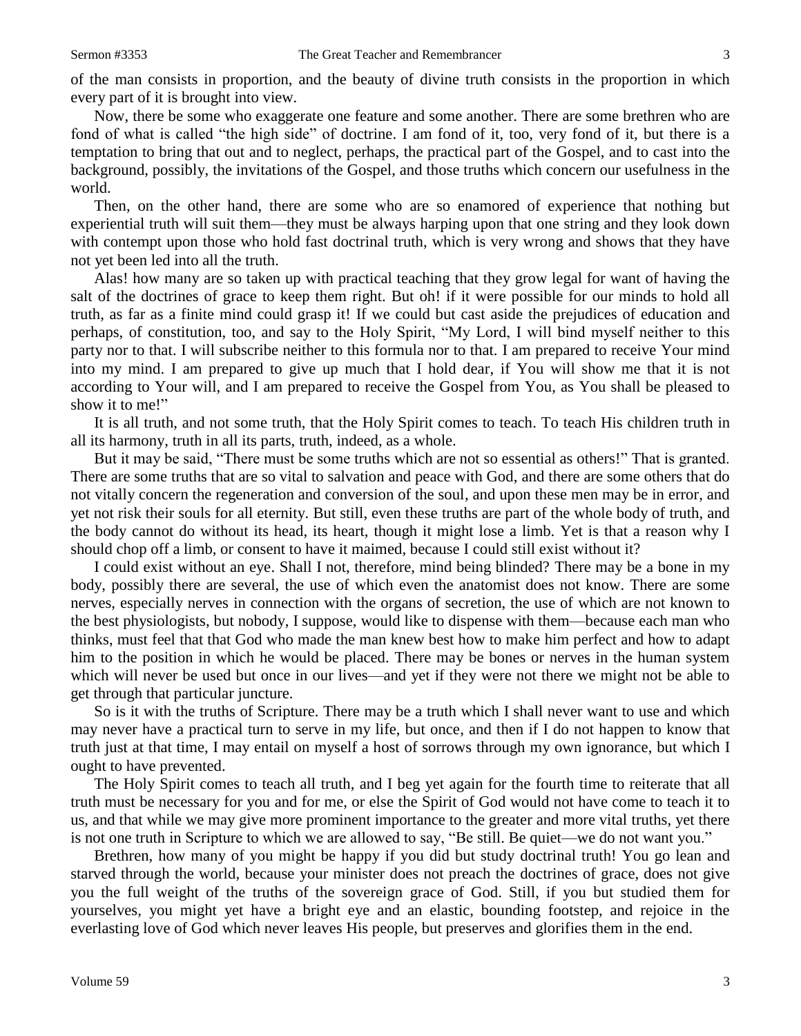of the man consists in proportion, and the beauty of divine truth consists in the proportion in which every part of it is brought into view.

Now, there be some who exaggerate one feature and some another. There are some brethren who are fond of what is called "the high side" of doctrine. I am fond of it, too, very fond of it, but there is a temptation to bring that out and to neglect, perhaps, the practical part of the Gospel, and to cast into the background, possibly, the invitations of the Gospel, and those truths which concern our usefulness in the world.

Then, on the other hand, there are some who are so enamored of experience that nothing but experiential truth will suit them—they must be always harping upon that one string and they look down with contempt upon those who hold fast doctrinal truth, which is very wrong and shows that they have not yet been led into all the truth.

Alas! how many are so taken up with practical teaching that they grow legal for want of having the salt of the doctrines of grace to keep them right. But oh! if it were possible for our minds to hold all truth, as far as a finite mind could grasp it! If we could but cast aside the prejudices of education and perhaps, of constitution, too, and say to the Holy Spirit, "My Lord, I will bind myself neither to this party nor to that. I will subscribe neither to this formula nor to that. I am prepared to receive Your mind into my mind. I am prepared to give up much that I hold dear, if You will show me that it is not according to Your will, and I am prepared to receive the Gospel from You, as You shall be pleased to show it to me!"

It is all truth, and not some truth, that the Holy Spirit comes to teach. To teach His children truth in all its harmony, truth in all its parts, truth, indeed, as a whole.

But it may be said, "There must be some truths which are not so essential as others!" That is granted. There are some truths that are so vital to salvation and peace with God, and there are some others that do not vitally concern the regeneration and conversion of the soul, and upon these men may be in error, and yet not risk their souls for all eternity. But still, even these truths are part of the whole body of truth, and the body cannot do without its head, its heart, though it might lose a limb. Yet is that a reason why I should chop off a limb, or consent to have it maimed, because I could still exist without it?

I could exist without an eye. Shall I not, therefore, mind being blinded? There may be a bone in my body, possibly there are several, the use of which even the anatomist does not know. There are some nerves, especially nerves in connection with the organs of secretion, the use of which are not known to the best physiologists, but nobody, I suppose, would like to dispense with them—because each man who thinks, must feel that that God who made the man knew best how to make him perfect and how to adapt him to the position in which he would be placed. There may be bones or nerves in the human system which will never be used but once in our lives—and yet if they were not there we might not be able to get through that particular juncture.

So is it with the truths of Scripture. There may be a truth which I shall never want to use and which may never have a practical turn to serve in my life, but once, and then if I do not happen to know that truth just at that time, I may entail on myself a host of sorrows through my own ignorance, but which I ought to have prevented.

The Holy Spirit comes to teach all truth, and I beg yet again for the fourth time to reiterate that all truth must be necessary for you and for me, or else the Spirit of God would not have come to teach it to us, and that while we may give more prominent importance to the greater and more vital truths, yet there is not one truth in Scripture to which we are allowed to say, "Be still. Be quiet—we do not want you."

Brethren, how many of you might be happy if you did but study doctrinal truth! You go lean and starved through the world, because your minister does not preach the doctrines of grace, does not give you the full weight of the truths of the sovereign grace of God. Still, if you but studied them for yourselves, you might yet have a bright eye and an elastic, bounding footstep, and rejoice in the everlasting love of God which never leaves His people, but preserves and glorifies them in the end.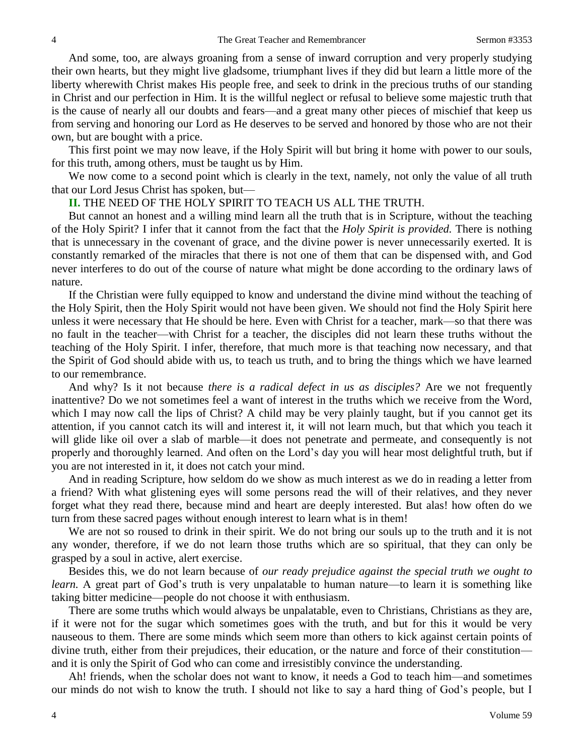And some, too, are always groaning from a sense of inward corruption and very properly studying their own hearts, but they might live gladsome, triumphant lives if they did but learn a little more of the liberty wherewith Christ makes His people free, and seek to drink in the precious truths of our standing in Christ and our perfection in Him. It is the willful neglect or refusal to believe some majestic truth that is the cause of nearly all our doubts and fears—and a great many other pieces of mischief that keep us from serving and honoring our Lord as He deserves to be served and honored by those who are not their own, but are bought with a price.

This first point we may now leave, if the Holy Spirit will but bring it home with power to our souls, for this truth, among others, must be taught us by Him.

We now come to a second point which is clearly in the text, namely, not only the value of all truth that our Lord Jesus Christ has spoken, but—

**II.** THE NEED OF THE HOLY SPIRIT TO TEACH US ALL THE TRUTH.

But cannot an honest and a willing mind learn all the truth that is in Scripture, without the teaching of the Holy Spirit? I infer that it cannot from the fact that the *Holy Spirit is provided.* There is nothing that is unnecessary in the covenant of grace, and the divine power is never unnecessarily exerted. It is constantly remarked of the miracles that there is not one of them that can be dispensed with, and God never interferes to do out of the course of nature what might be done according to the ordinary laws of nature.

If the Christian were fully equipped to know and understand the divine mind without the teaching of the Holy Spirit, then the Holy Spirit would not have been given. We should not find the Holy Spirit here unless it were necessary that He should be here. Even with Christ for a teacher, mark—so that there was no fault in the teacher—with Christ for a teacher, the disciples did not learn these truths without the teaching of the Holy Spirit. I infer, therefore, that much more is that teaching now necessary, and that the Spirit of God should abide with us, to teach us truth, and to bring the things which we have learned to our remembrance.

And why? Is it not because *there is a radical defect in us as disciples?* Are we not frequently inattentive? Do we not sometimes feel a want of interest in the truths which we receive from the Word, which I may now call the lips of Christ? A child may be very plainly taught, but if you cannot get its attention, if you cannot catch its will and interest it, it will not learn much, but that which you teach it will glide like oil over a slab of marble—it does not penetrate and permeate, and consequently is not properly and thoroughly learned. And often on the Lord's day you will hear most delightful truth, but if you are not interested in it, it does not catch your mind.

And in reading Scripture, how seldom do we show as much interest as we do in reading a letter from a friend? With what glistening eyes will some persons read the will of their relatives, and they never forget what they read there, because mind and heart are deeply interested. But alas! how often do we turn from these sacred pages without enough interest to learn what is in them!

We are not so roused to drink in their spirit. We do not bring our souls up to the truth and it is not any wonder, therefore, if we do not learn those truths which are so spiritual, that they can only be grasped by a soul in active, alert exercise.

Besides this, we do not learn because of *our ready prejudice against the special truth we ought to learn.* A great part of God's truth is very unpalatable to human nature—to learn it is something like taking bitter medicine—people do not choose it with enthusiasm.

There are some truths which would always be unpalatable, even to Christians, Christians as they are, if it were not for the sugar which sometimes goes with the truth, and but for this it would be very nauseous to them. There are some minds which seem more than others to kick against certain points of divine truth, either from their prejudices, their education, or the nature and force of their constitution—and it is only the Spirit of God who can come and irresistibly convince the understanding.

Ah! friends, when the scholar does not want to know, it needs a God to teach him—and sometimes our minds do not wish to know the truth. I should not like to say a hard thing of God's people, but I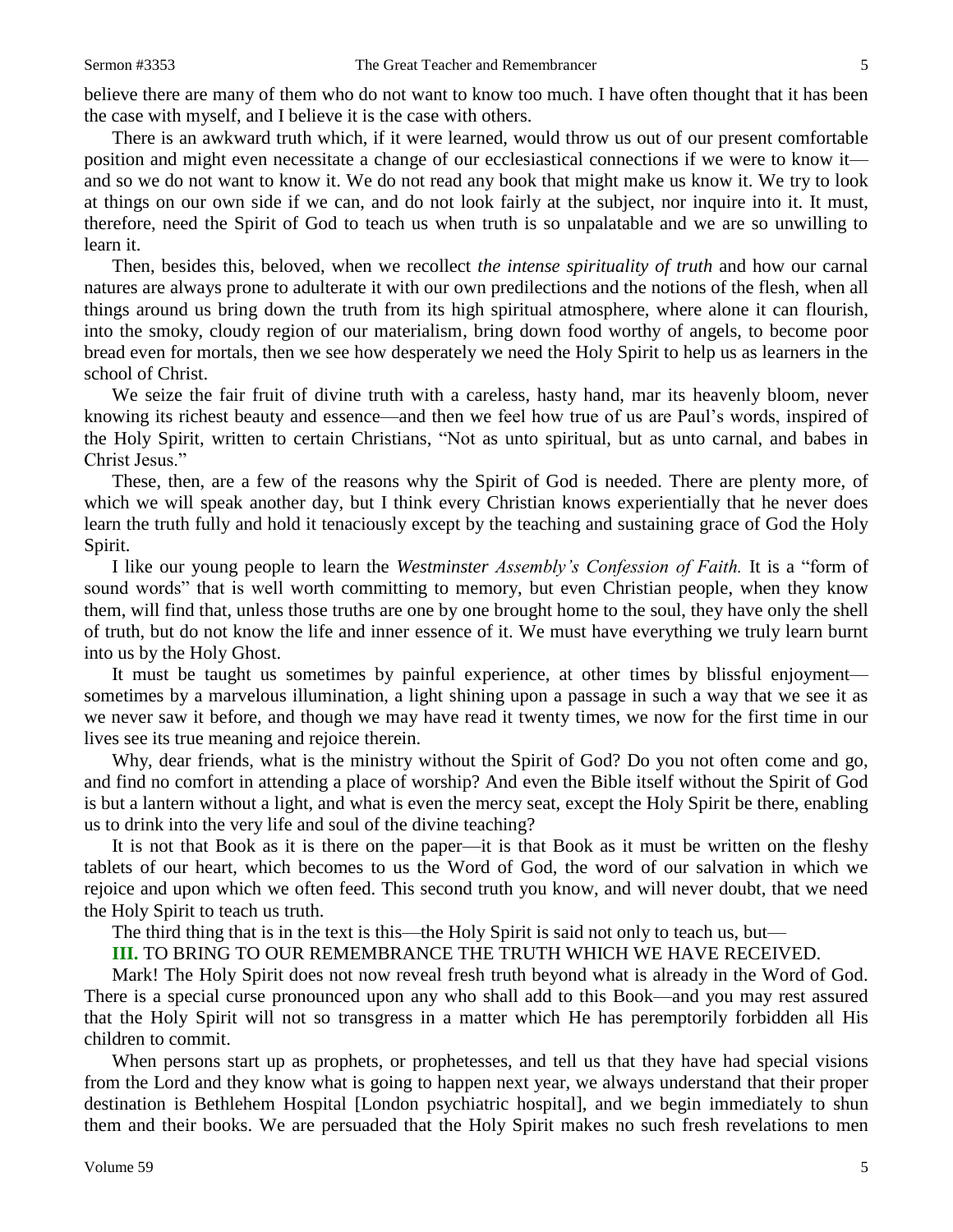believe there are many of them who do not want to know too much. I have often thought that it has been the case with myself, and I believe it is the case with others.

There is an awkward truth which, if it were learned, would throw us out of our present comfortable position and might even necessitate a change of our ecclesiastical connections if we were to know it—and so we do not want to know it. We do not read any book that might make us know it. We try to look at things on our own side if we can, and do not look fairly at the subject, nor inquire into it. It must, therefore, need the Spirit of God to teach us when truth is so unpalatable and we are so unwilling to learn it.

Then, besides this, beloved, when we recollect *the intense spirituality of truth* and how our carnal natures are always prone to adulterate it with our own predilections and the notions of the flesh, when all things around us bring down the truth from its high spiritual atmosphere, where alone it can flourish, into the smoky, cloudy region of our materialism, bring down food worthy of angels, to become poor bread even for mortals, then we see how desperately we need the Holy Spirit to help us as learners in the school of Christ.

We seize the fair fruit of divine truth with a careless, hasty hand, mar its heavenly bloom, never knowing its richest beauty and essence—and then we feel how true of us are Paul's words, inspired of the Holy Spirit, written to certain Christians, "Not as unto spiritual, but as unto carnal, and babes in Christ Jesus."

These, then, are a few of the reasons why the Spirit of God is needed. There are plenty more, of which we will speak another day, but I think every Christian knows experientially that he never does learn the truth fully and hold it tenaciously except by the teaching and sustaining grace of God the Holy Spirit.

I like our young people to learn the *Westminster Assembly's Confession of Faith.* It is a "form of sound words" that is well worth committing to memory, but even Christian people, when they know them, will find that, unless those truths are one by one brought home to the soul, they have only the shell of truth, but do not know the life and inner essence of it. We must have everything we truly learn burnt into us by the Holy Ghost.

It must be taught us sometimes by painful experience, at other times by blissful enjoyment—sometimes by a marvelous illumination, a light shining upon a passage in such a way that we see it as we never saw it before, and though we may have read it twenty times, we now for the first time in our lives see its true meaning and rejoice therein.

Why, dear friends, what is the ministry without the Spirit of God? Do you not often come and go, and find no comfort in attending a place of worship? And even the Bible itself without the Spirit of God is but a lantern without a light, and what is even the mercy seat, except the Holy Spirit be there, enabling us to drink into the very life and soul of the divine teaching?

It is not that Book as it is there on the paper—it is that Book as it must be written on the fleshy tablets of our heart, which becomes to us the Word of God, the word of our salvation in which we rejoice and upon which we often feed. This second truth you know, and will never doubt, that we need the Holy Spirit to teach us truth.

The third thing that is in the text is this—the Holy Spirit is said not only to teach us, but—

**III.** TO BRING TO OUR REMEMBRANCE THE TRUTH WHICH WE HAVE RECEIVED.

Mark! The Holy Spirit does not now reveal fresh truth beyond what is already in the Word of God. There is a special curse pronounced upon any who shall add to this Book—and you may rest assured that the Holy Spirit will not so transgress in a matter which He has peremptorily forbidden all His children to commit.

When persons start up as prophets, or prophetesses, and tell us that they have had special visions from the Lord and they know what is going to happen next year, we always understand that their proper destination is Bethlehem Hospital [London psychiatric hospital], and we begin immediately to shun them and their books. We are persuaded that the Holy Spirit makes no such fresh revelations to men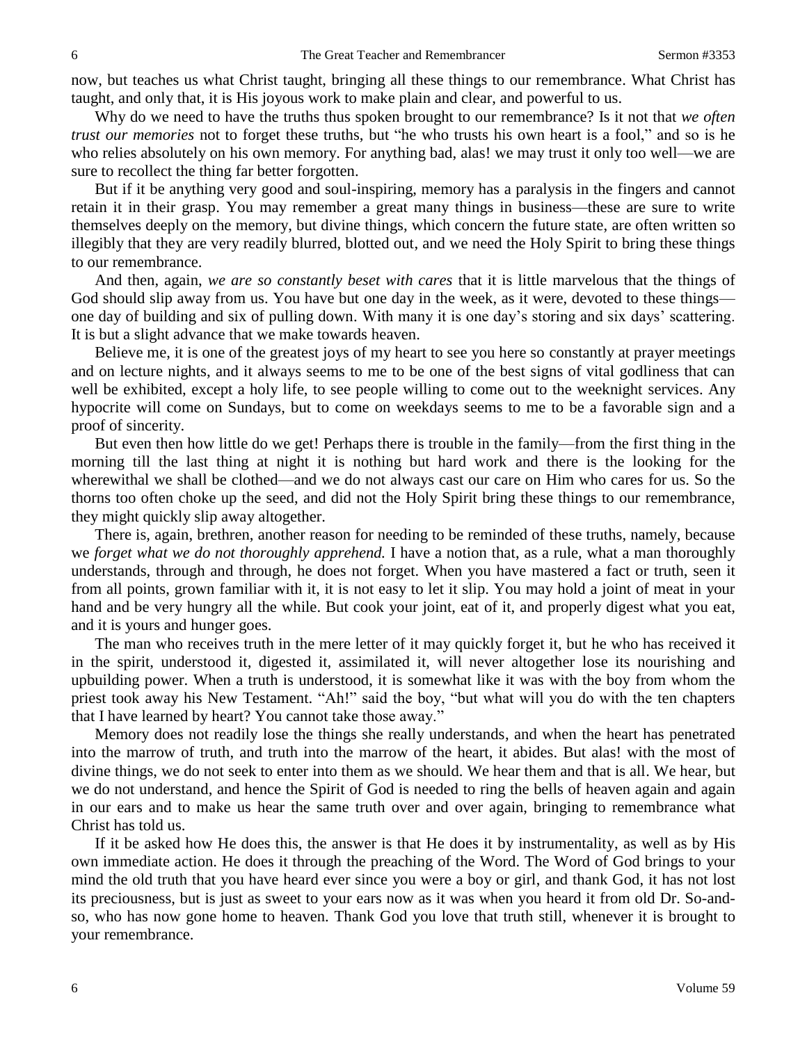now, but teaches us what Christ taught, bringing all these things to our remembrance. What Christ has taught, and only that, it is His joyous work to make plain and clear, and powerful to us.

Why do we need to have the truths thus spoken brought to our remembrance? Is it not that *we often trust our memories* not to forget these truths, but "he who trusts his own heart is a fool," and so is he who relies absolutely on his own memory. For anything bad, alas! we may trust it only too well—we are sure to recollect the thing far better forgotten.

But if it be anything very good and soul-inspiring, memory has a paralysis in the fingers and cannot retain it in their grasp. You may remember a great many things in business—these are sure to write themselves deeply on the memory, but divine things, which concern the future state, are often written so illegibly that they are very readily blurred, blotted out, and we need the Holy Spirit to bring these things to our remembrance.

And then, again, *we are so constantly beset with cares* that it is little marvelous that the things of God should slip away from us. You have but one day in the week, as it were, devoted to these things—one day of building and six of pulling down. With many it is one day's storing and six days' scattering. It is but a slight advance that we make towards heaven.

Believe me, it is one of the greatest joys of my heart to see you here so constantly at prayer meetings and on lecture nights, and it always seems to me to be one of the best signs of vital godliness that can well be exhibited, except a holy life, to see people willing to come out to the weeknight services. Any hypocrite will come on Sundays, but to come on weekdays seems to me to be a favorable sign and a proof of sincerity.

But even then how little do we get! Perhaps there is trouble in the family—from the first thing in the morning till the last thing at night it is nothing but hard work and there is the looking for the wherewithal we shall be clothed—and we do not always cast our care on Him who cares for us. So the thorns too often choke up the seed, and did not the Holy Spirit bring these things to our remembrance, they might quickly slip away altogether.

There is, again, brethren, another reason for needing to be reminded of these truths, namely, because we *forget what we do not thoroughly apprehend.* I have a notion that, as a rule, what a man thoroughly understands, through and through, he does not forget. When you have mastered a fact or truth, seen it from all points, grown familiar with it, it is not easy to let it slip. You may hold a joint of meat in your hand and be very hungry all the while. But cook your joint, eat of it, and properly digest what you eat, and it is yours and hunger goes.

The man who receives truth in the mere letter of it may quickly forget it, but he who has received it in the spirit, understood it, digested it, assimilated it, will never altogether lose its nourishing and upbuilding power. When a truth is understood, it is somewhat like it was with the boy from whom the priest took away his New Testament. "Ah!" said the boy, "but what will you do with the ten chapters that I have learned by heart? You cannot take those away."

Memory does not readily lose the things she really understands, and when the heart has penetrated into the marrow of truth, and truth into the marrow of the heart, it abides. But alas! with the most of divine things, we do not seek to enter into them as we should. We hear them and that is all. We hear, but we do not understand, and hence the Spirit of God is needed to ring the bells of heaven again and again in our ears and to make us hear the same truth over and over again, bringing to remembrance what Christ has told us.

If it be asked how He does this, the answer is that He does it by instrumentality, as well as by His own immediate action. He does it through the preaching of the Word. The Word of God brings to your mind the old truth that you have heard ever since you were a boy or girl, and thank God, it has not lost its preciousness, but is just as sweet to your ears now as it was when you heard it from old Dr. So-and-so, who has now gone home to heaven. Thank God you love that truth still, whenever it is brought to your remembrance.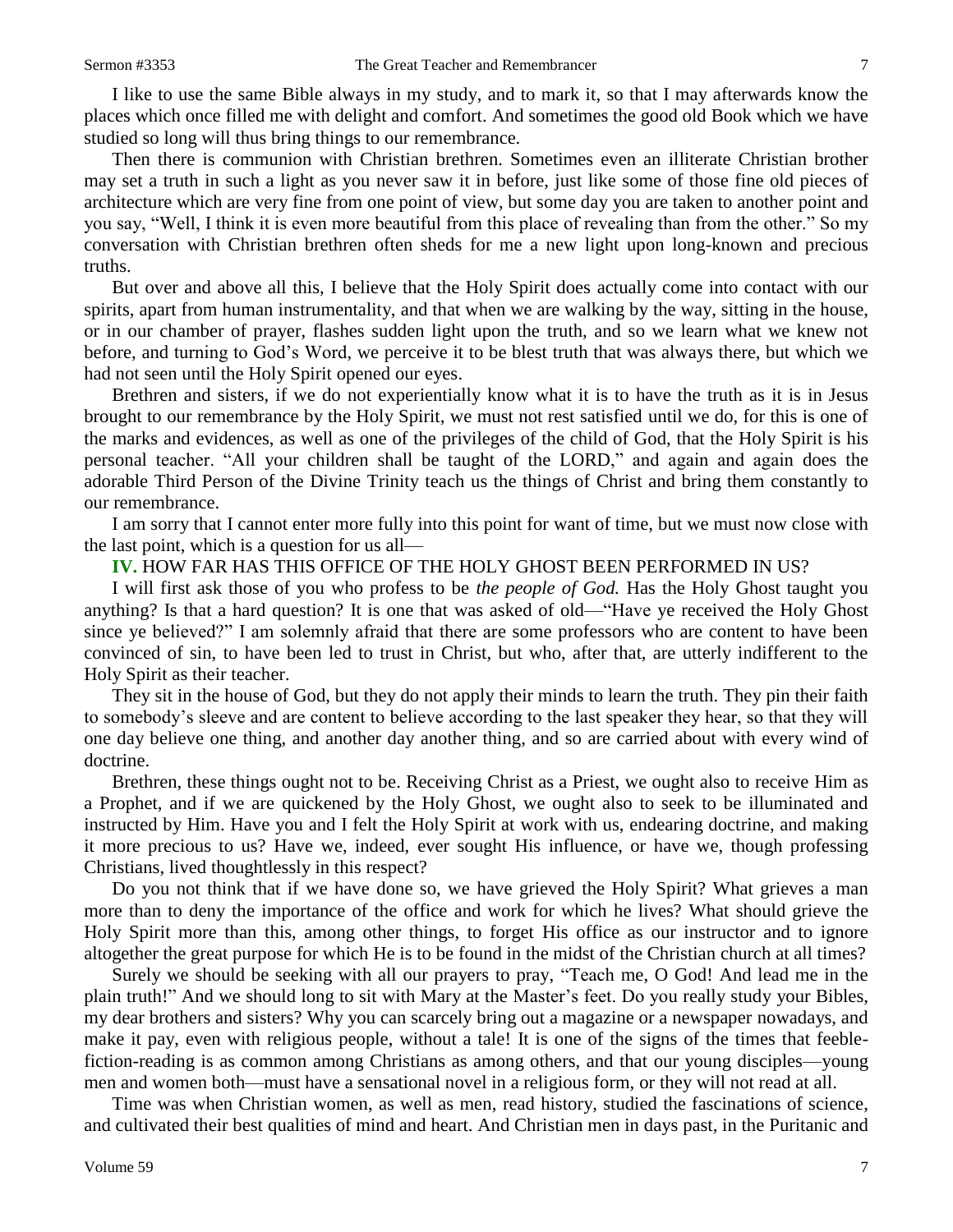I like to use the same Bible always in my study, and to mark it, so that I may afterwards know the places which once filled me with delight and comfort. And sometimes the good old Book which we have studied so long will thus bring things to our remembrance.

Then there is communion with Christian brethren. Sometimes even an illiterate Christian brother may set a truth in such a light as you never saw it in before, just like some of those fine old pieces of architecture which are very fine from one point of view, but some day you are taken to another point and you say, "Well, I think it is even more beautiful from this place of revealing than from the other." So my conversation with Christian brethren often sheds for me a new light upon long-known and precious truths.

But over and above all this, I believe that the Holy Spirit does actually come into contact with our spirits, apart from human instrumentality, and that when we are walking by the way, sitting in the house, or in our chamber of prayer, flashes sudden light upon the truth, and so we learn what we knew not before, and turning to God's Word, we perceive it to be blest truth that was always there, but which we had not seen until the Holy Spirit opened our eyes.

Brethren and sisters, if we do not experientially know what it is to have the truth as it is in Jesus brought to our remembrance by the Holy Spirit, we must not rest satisfied until we do, for this is one of the marks and evidences, as well as one of the privileges of the child of God, that the Holy Spirit is his personal teacher. "All your children shall be taught of the LORD," and again and again does the adorable Third Person of the Divine Trinity teach us the things of Christ and bring them constantly to our remembrance.

I am sorry that I cannot enter more fully into this point for want of time, but we must now close with the last point, which is a question for us all—

**IV.** HOW FAR HAS THIS OFFICE OF THE HOLY GHOST BEEN PERFORMED IN US?

I will first ask those of you who profess to be *the people of God.* Has the Holy Ghost taught you anything? Is that a hard question? It is one that was asked of old—"Have ye received the Holy Ghost since ye believed?" I am solemnly afraid that there are some professors who are content to have been convinced of sin, to have been led to trust in Christ, but who, after that, are utterly indifferent to the Holy Spirit as their teacher.

They sit in the house of God, but they do not apply their minds to learn the truth. They pin their faith to somebody's sleeve and are content to believe according to the last speaker they hear, so that they will one day believe one thing, and another day another thing, and so are carried about with every wind of doctrine.

Brethren, these things ought not to be. Receiving Christ as a Priest, we ought also to receive Him as a Prophet, and if we are quickened by the Holy Ghost, we ought also to seek to be illuminated and instructed by Him. Have you and I felt the Holy Spirit at work with us, endearing doctrine, and making it more precious to us? Have we, indeed, ever sought His influence, or have we, though professing Christians, lived thoughtlessly in this respect?

Do you not think that if we have done so, we have grieved the Holy Spirit? What grieves a man more than to deny the importance of the office and work for which he lives? What should grieve the Holy Spirit more than this, among other things, to forget His office as our instructor and to ignore altogether the great purpose for which He is to be found in the midst of the Christian church at all times?

Surely we should be seeking with all our prayers to pray, "Teach me, O God! And lead me in the plain truth!" And we should long to sit with Mary at the Master's feet. Do you really study your Bibles, my dear brothers and sisters? Why you can scarcely bring out a magazine or a newspaper nowadays, and make it pay, even with religious people, without a tale! It is one of the signs of the times that feeble-fiction-reading is as common among Christians as among others, and that our young disciples—young men and women both—must have a sensational novel in a religious form, or they will not read at all.

Time was when Christian women, as well as men, read history, studied the fascinations of science, and cultivated their best qualities of mind and heart. And Christian men in days past, in the Puritanic and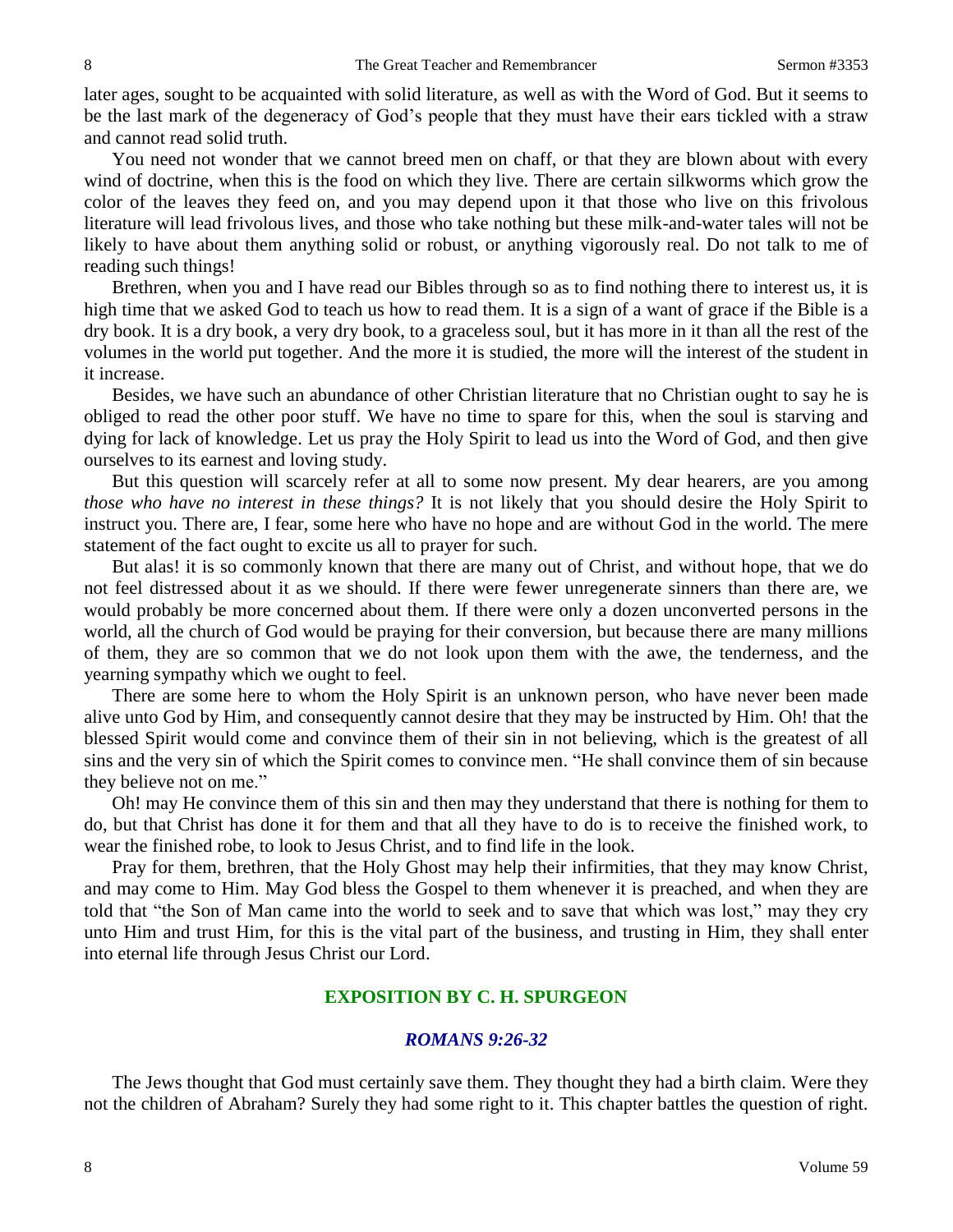later ages, sought to be acquainted with solid literature, as well as with the Word of God. But it seems to be the last mark of the degeneracy of God's people that they must have their ears tickled with a straw and cannot read solid truth.

You need not wonder that we cannot breed men on chaff, or that they are blown about with every wind of doctrine, when this is the food on which they live. There are certain silkworms which grow the color of the leaves they feed on, and you may depend upon it that those who live on this frivolous literature will lead frivolous lives, and those who take nothing but these milk-and-water tales will not be likely to have about them anything solid or robust, or anything vigorously real. Do not talk to me of reading such things!

Brethren, when you and I have read our Bibles through so as to find nothing there to interest us, it is high time that we asked God to teach us how to read them. It is a sign of a want of grace if the Bible is a dry book. It is a dry book, a very dry book, to a graceless soul, but it has more in it than all the rest of the volumes in the world put together. And the more it is studied, the more will the interest of the student in it increase.

Besides, we have such an abundance of other Christian literature that no Christian ought to say he is obliged to read the other poor stuff. We have no time to spare for this, when the soul is starving and dying for lack of knowledge. Let us pray the Holy Spirit to lead us into the Word of God, and then give ourselves to its earnest and loving study.

But this question will scarcely refer at all to some now present. My dear hearers, are you among *those who have no interest in these things?* It is not likely that you should desire the Holy Spirit to instruct you. There are, I fear, some here who have no hope and are without God in the world. The mere statement of the fact ought to excite us all to prayer for such.

But alas! it is so commonly known that there are many out of Christ, and without hope, that we do not feel distressed about it as we should. If there were fewer unregenerate sinners than there are, we would probably be more concerned about them. If there were only a dozen unconverted persons in the world, all the church of God would be praying for their conversion, but because there are many millions of them, they are so common that we do not look upon them with the awe, the tenderness, and the yearning sympathy which we ought to feel.

There are some here to whom the Holy Spirit is an unknown person, who have never been made alive unto God by Him, and consequently cannot desire that they may be instructed by Him. Oh! that the blessed Spirit would come and convince them of their sin in not believing, which is the greatest of all sins and the very sin of which the Spirit comes to convince men. "He shall convince them of sin because they believe not on me."

Oh! may He convince them of this sin and then may they understand that there is nothing for them to do, but that Christ has done it for them and that all they have to do is to receive the finished work, to wear the finished robe, to look to Jesus Christ, and to find life in the look.

Pray for them, brethren, that the Holy Ghost may help their infirmities, that they may know Christ, and may come to Him. May God bless the Gospel to them whenever it is preached, and when they are told that "the Son of Man came into the world to seek and to save that which was lost," may they cry unto Him and trust Him, for this is the vital part of the business, and trusting in Him, they shall enter into eternal life through Jesus Christ our Lord.

## EXPOSITION BY C. H. SPURGEON

### *ROMANS 9:26-32*

The Jews thought that God must certainly save them. They thought they had a birth claim. Were they not the children of Abraham? Surely they had some right to it. This chapter battles the question of right.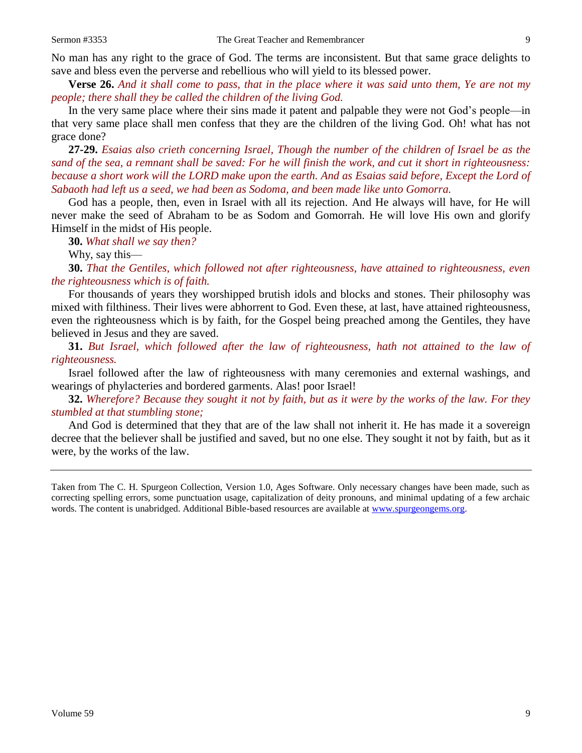No man has any right to the grace of God. The terms are inconsistent. But that same grace delights to save and bless even the perverse and rebellious who will yield to its blessed power.

**Verse 26.** *And it shall come to pass, that in the place where it was said unto them, Ye are not my people; there shall they be called the children of the living God.*

In the very same place where their sins made it patent and palpable they were not God's people—in that very same place shall men confess that they are the children of the living God. Oh! what has not grace done?

**27-29.** *Esaias also crieth concerning Israel, Though the number of the children of Israel be as the sand of the sea, a remnant shall be saved: For he will finish the work, and cut it short in righteousness: because a short work will the LORD make upon the earth. And as Esaias said before, Except the Lord of Sabaoth had left us a seed, we had been as Sodoma, and been made like unto Gomorra.*

God has a people, then, even in Israel with all its rejection. And He always will have, for He will never make the seed of Abraham to be as Sodom and Gomorrah. He will love His own and glorify Himself in the midst of His people.

**30.** *What shall we say then?*

Why, say this—

**30.** *That the Gentiles, which followed not after righteousness, have attained to righteousness, even the righteousness which is of faith.*

For thousands of years they worshipped brutish idols and blocks and stones. Their philosophy was mixed with filthiness. Their lives were abhorrent to God. Even these, at last, have attained righteousness, even the righteousness which is by faith, for the Gospel being preached among the Gentiles, they have believed in Jesus and they are saved.

**31.** *But Israel, which followed after the law of righteousness, hath not attained to the law of righteousness.*

Israel followed after the law of righteousness with many ceremonies and external washings, and wearings of phylacteries and bordered garments. Alas! poor Israel!

**32.** *Wherefore? Because they sought it not by faith, but as it were by the works of the law. For they stumbled at that stumbling stone;*

And God is determined that they that are of the law shall not inherit it. He has made it a sovereign decree that the believer shall be justified and saved, but no one else. They sought it not by faith, but as it were, by the works of the law.

---

Taken from The C. H. Spurgeon Collection, Version 1.0, Ages Software. Only necessary changes have been made, such as correcting spelling errors, some punctuation usage, capitalization of deity pronouns, and minimal updating of a few archaic words. The content is unabridged. Additional Bible-based resources are available at www.spurgeongems.org.